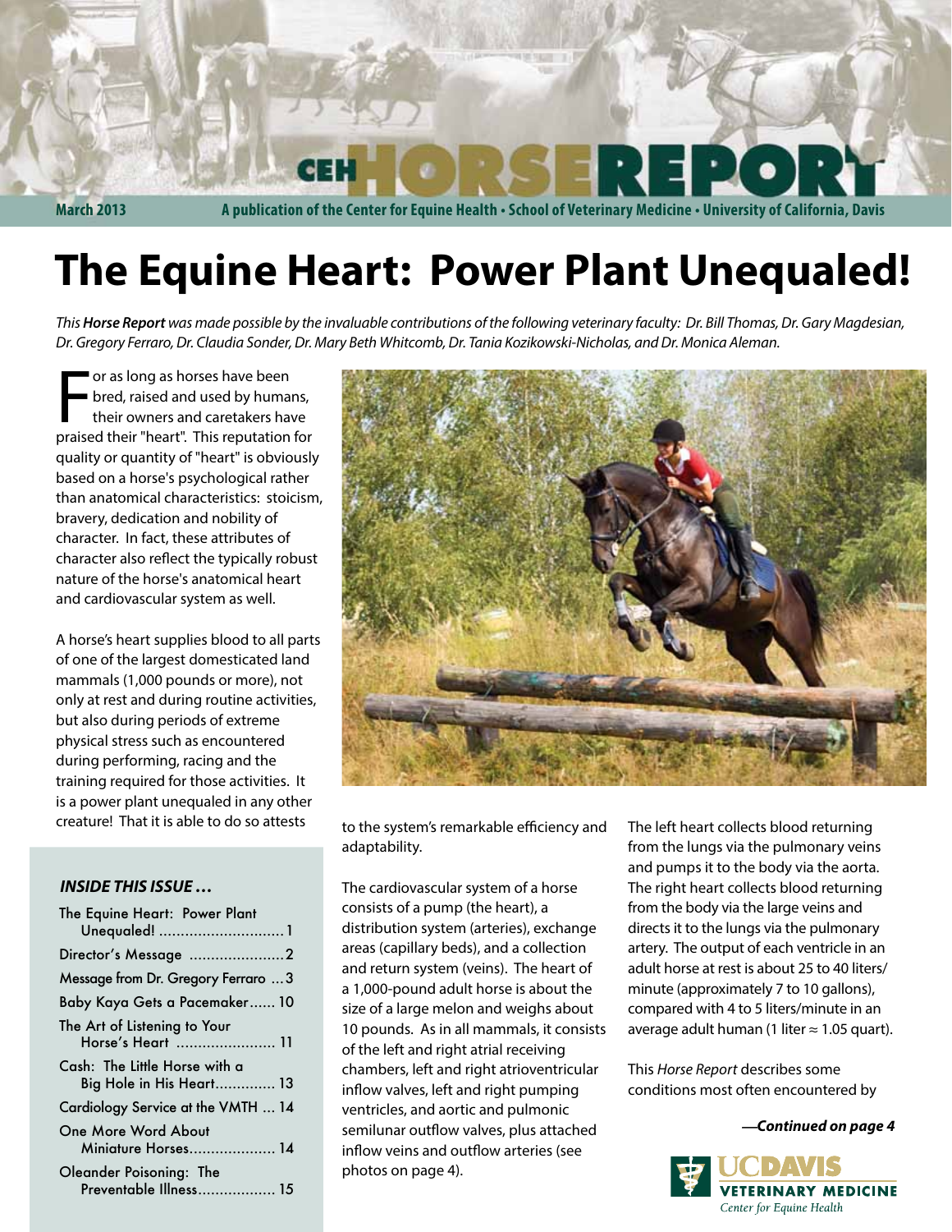March 2013 — A publication of the Center for Equine Health • School of Veterinary Medicine • University of California, Davis

# The Equine Heart: Power Plant Unequaled!

*This **Horse Report** was made possible by the invaluable contributions of the following veterinary faculty: Dr. Bill Thomas, Dr. Gary Magdesian, Dr. Gregory Ferraro, Dr. Claudia Sonder, Dr. Mary Beth Whitcomb, Dr. Tania Kozikowski-Nicholas, and Dr. Monica Aleman.*

For as long as horses have been bred, raised and used by humans, their owners and caretakers have praised their "heart". This reputation for quality or quantity of "heart" is obviously based on a horse's psychological rather than anatomical characteristics: stoicism, bravery, dedication and nobility of character. In fact, these attributes of character also reflect the typically robust nature of the horse's anatomical heart and cardiovascular system as well.

A horse's heart supplies blood to all parts of one of the largest domesticated land mammals (1,000 pounds or more), not only at rest and during routine activities, but also during periods of extreme physical stress such as encountered during performing, racing and the training required for those activities. It is a power plant unequaled in any other creature! That it is able to do so attests to the system's remarkable efficiency and adaptability.

The cardiovascular system of a horse consists of a pump (the heart), a distribution system (arteries), exchange areas (capillary beds), and a collection and return system (veins). The heart of a 1,000-pound adult horse is about the size of a large melon and weighs about 10 pounds. As in all mammals, it consists of the left and right atrial receiving chambers, left and right atrioventricular inflow valves, left and right pumping ventricles, and aortic and pulmonic semilunar outflow valves, plus attached inflow veins and outflow arteries (see photos on page 4).

The left heart collects blood returning from the lungs via the pulmonary veins and pumps it to the body via the aorta. The right heart collects blood returning from the body via the large veins and directs it to the lungs via the pulmonary artery. The output of each ventricle in an adult horse at rest is about 25 to 40 liters/minute (approximately 7 to 10 gallons), compared with 4 to 5 liters/minute in an average adult human (1 liter ≈ 1.05 quart).

This *Horse Report* describes some conditions most often encountered by

***—Continued on page 4***

### *INSIDE THIS ISSUE …*

- The Equine Heart: Power Plant Unequaled! .......... 1
- Director's Message .......... 2
- Message from Dr. Gregory Ferraro .......... 3
- Baby Kaya Gets a Pacemaker .......... 10
- The Art of Listening to Your Horse's Heart .......... 11
- Cash: The Little Horse with a Big Hole in His Heart .......... 13
- Cardiology Service at the VMTH .......... 14
- One More Word About Miniature Horses .......... 14
- Oleander Poisoning: The Preventable Illness .......... 15

UC DAVIS VETERINARY MEDICINE
*Center for Equine Health*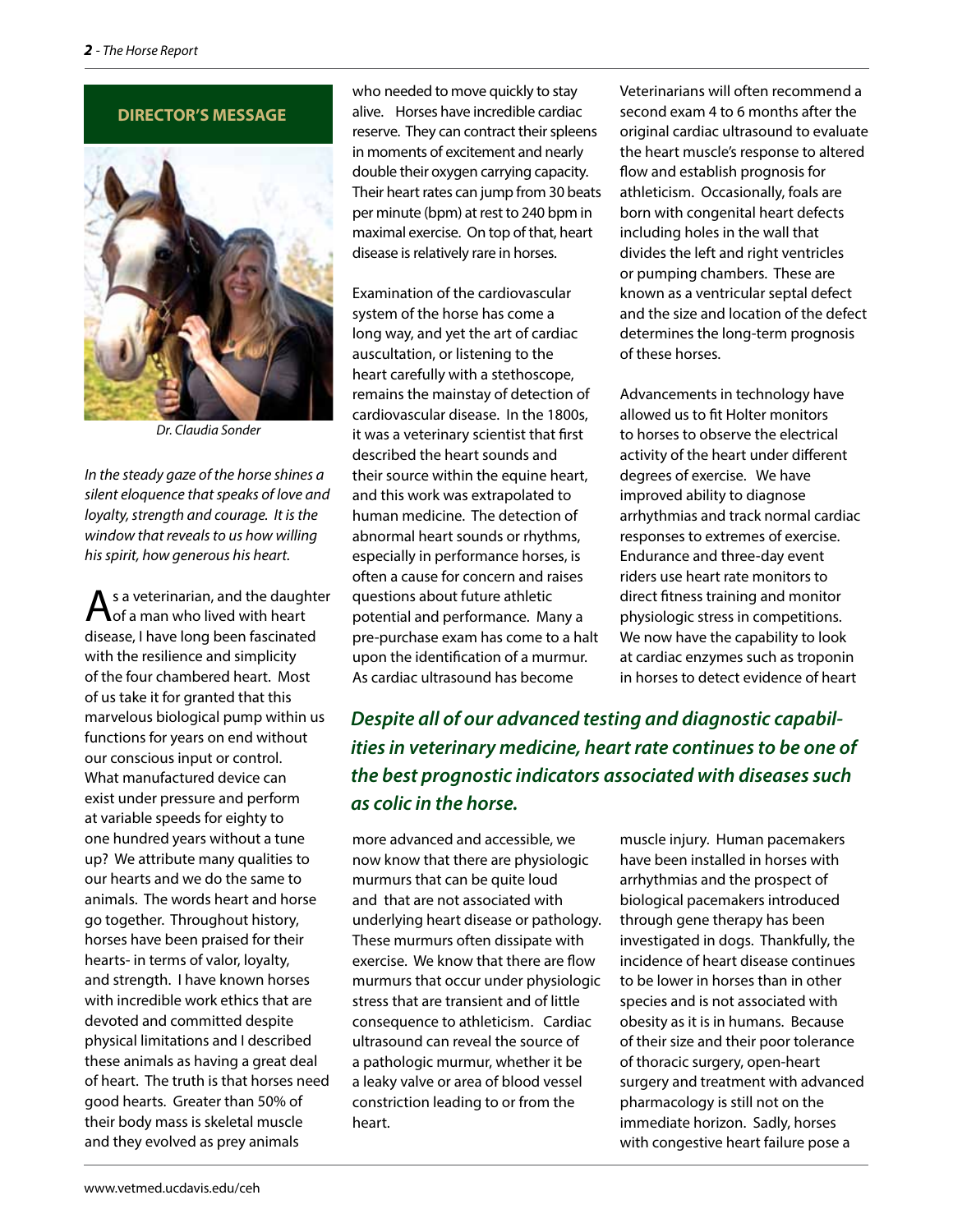## DIRECTOR'S MESSAGE

Dr. Claudia Sonder

*In the steady gaze of the horse shines a silent eloquence that speaks of love and loyalty, strength and courage. It is the window that reveals to us how willing his spirit, how generous his heart.*

As a veterinarian, and the daughter of a man who lived with heart disease, I have long been fascinated with the resilience and simplicity of the four chambered heart. Most of us take it for granted that this marvelous biological pump within us functions for years on end without our conscious input or control. What manufactured device can exist under pressure and perform at variable speeds for eighty to one hundred years without a tune up? We attribute many qualities to our hearts and we do the same to animals. The words heart and horse go together. Throughout history, horses have been praised for their hearts- in terms of valor, loyalty, and strength. I have known horses with incredible work ethics that are devoted and committed despite physical limitations and I described these animals as having a great deal of heart. The truth is that horses need good hearts. Greater than 50% of their body mass is skeletal muscle and they evolved as prey animals who needed to move quickly to stay alive. Horses have incredible cardiac reserve. They can contract their spleens in moments of excitement and nearly double their oxygen carrying capacity. Their heart rates can jump from 30 beats per minute (bpm) at rest to 240 bpm in maximal exercise. On top of that, heart disease is relatively rare in horses.

Examination of the cardiovascular system of the horse has come a long way, and yet the art of cardiac auscultation, or listening to the heart carefully with a stethoscope, remains the mainstay of detection of cardiovascular disease. In the 1800s, it was a veterinary scientist that first described the heart sounds and their source within the equine heart, and this work was extrapolated to human medicine. The detection of abnormal heart sounds or rhythms, especially in performance horses, is often a cause for concern and raises questions about future athletic potential and performance. Many a pre-purchase exam has come to a halt upon the identification of a murmur. As cardiac ultrasound has become more advanced and accessible, we now know that there are physiologic murmurs that can be quite loud and that are not associated with underlying heart disease or pathology. These murmurs often dissipate with exercise. We know that there are flow murmurs that occur under physiologic stress that are transient and of little consequence to athleticism. Cardiac ultrasound can reveal the source of a pathologic murmur, whether it be a leaky valve or area of blood vessel constriction leading to or from the heart.

**_Despite all of our advanced testing and diagnostic capabilities in veterinary medicine, heart rate continues to be one of the best prognostic indicators associated with diseases such as colic in the horse._**

Veterinarians will often recommend a second exam 4 to 6 months after the original cardiac ultrasound to evaluate the heart muscle's response to altered flow and establish prognosis for athleticism. Occasionally, foals are born with congenital heart defects including holes in the wall that divides the left and right ventricles or pumping chambers. These are known as a ventricular septal defect and the size and location of the defect determines the long-term prognosis of these horses.

Advancements in technology have allowed us to fit Holter monitors to horses to observe the electrical activity of the heart under different degrees of exercise. We have improved ability to diagnose arrhythmias and track normal cardiac responses to extremes of exercise. Endurance and three-day event riders use heart rate monitors to direct fitness training and monitor physiologic stress in competitions. We now have the capability to look at cardiac enzymes such as troponin in horses to detect evidence of heart muscle injury. Human pacemakers have been installed in horses with arrhythmias and the prospect of biological pacemakers introduced through gene therapy has been investigated in dogs. Thankfully, the incidence of heart disease continues to be lower in horses than in other species and is not associated with obesity as it is in humans. Because of their size and their poor tolerance of thoracic surgery, open-heart surgery and treatment with advanced pharmacology is still not on the immediate horizon. Sadly, horses with congestive heart failure pose a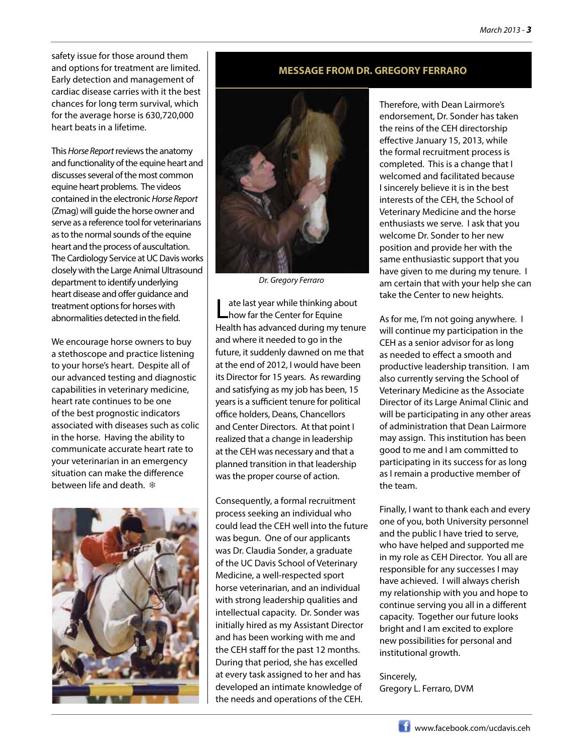safety issue for those around them and options for treatment are limited. Early detection and management of cardiac disease carries with it the best chances for long term survival, which for the average horse is 630,720,000 heart beats in a lifetime.

This *Horse Report* reviews the anatomy and functionality of the equine heart and discusses several of the most common equine heart problems. The videos contained in the electronic *Horse Report* (Zmag) will guide the horse owner and serve as a reference tool for veterinarians as to the normal sounds of the equine heart and the process of auscultation. The Cardiology Service at UC Davis works closely with the Large Animal Ultrasound department to identify underlying heart disease and offer guidance and treatment options for horses with abnormalities detected in the field.

We encourage horse owners to buy a stethoscope and practice listening to your horse's heart. Despite all of our advanced testing and diagnostic capabilities in veterinary medicine, heart rate continues to be one of the best prognostic indicators associated with diseases such as colic in the horse. Having the ability to communicate accurate heart rate to your veterinarian in an emergency situation can make the difference between life and death. ❄

## MESSAGE FROM DR. GREGORY FERRARO

*Dr. Gregory Ferraro*

Late last year while thinking about how far the Center for Equine Health has advanced during my tenure and where it needed to go in the future, it suddenly dawned on me that at the end of 2012, I would have been its Director for 15 years. As rewarding and satisfying as my job has been, 15 years is a sufficient tenure for political office holders, Deans, Chancellors and Center Directors. At that point I realized that a change in leadership at the CEH was necessary and that a planned transition in that leadership was the proper course of action.

Consequently, a formal recruitment process seeking an individual who could lead the CEH well into the future was begun. One of our applicants was Dr. Claudia Sonder, a graduate of the UC Davis School of Veterinary Medicine, a well-respected sport horse veterinarian, and an individual with strong leadership qualities and intellectual capacity. Dr. Sonder was initially hired as my Assistant Director and has been working with me and the CEH staff for the past 12 months. During that period, she has excelled at every task assigned to her and has developed an intimate knowledge of the needs and operations of the CEH.

Therefore, with Dean Lairmore's endorsement, Dr. Sonder has taken the reins of the CEH directorship effective January 15, 2013, while the formal recruitment process is completed. This is a change that I welcomed and facilitated because I sincerely believe it is in the best interests of the CEH, the School of Veterinary Medicine and the horse enthusiasts we serve. I ask that you welcome Dr. Sonder to her new position and provide her with the same enthusiastic support that you have given to me during my tenure. I am certain that with your help she can take the Center to new heights.

As for me, I'm not going anywhere. I will continue my participation in the CEH as a senior advisor for as long as needed to effect a smooth and productive leadership transition. I am also currently serving the School of Veterinary Medicine as the Associate Director of its Large Animal Clinic and will be participating in any other areas of administration that Dean Lairmore may assign. This institution has been good to me and I am committed to participating in its success for as long as I remain a productive member of the team.

Finally, I want to thank each and every one of you, both University personnel and the public I have tried to serve, who have helped and supported me in my role as CEH Director. You all are responsible for any successes I may have achieved. I will always cherish my relationship with you and hope to continue serving you all in a different capacity. Together our future looks bright and I am excited to explore new possibilities for personal and institutional growth.

Sincerely,
Gregory L. Ferraro, DVM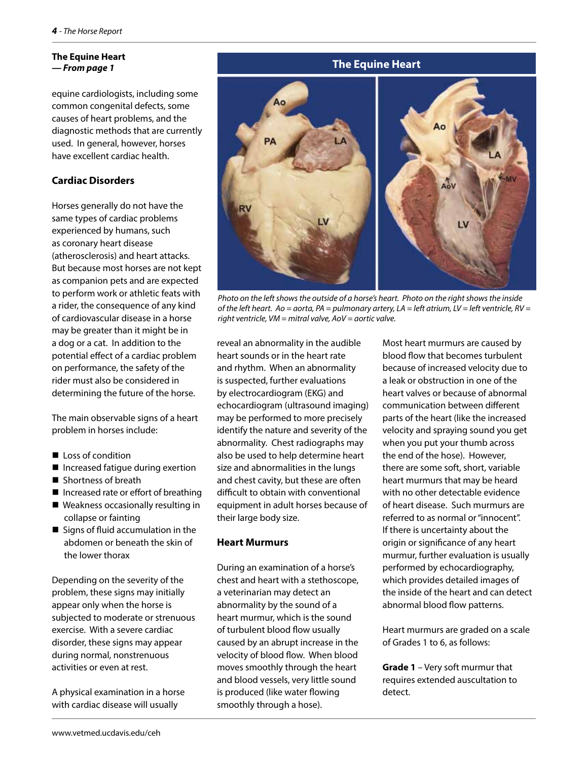**The Equine Heart**
***— From page 1***

equine cardiologists, including some common congenital defects, some causes of heart problems, and the diagnostic methods that are currently used. In general, however, horses have excellent cardiac health.

## Cardiac Disorders

Horses generally do not have the same types of cardiac problems experienced by humans, such as coronary heart disease (atherosclerosis) and heart attacks. But because most horses are not kept as companion pets and are expected to perform work or athletic feats with a rider, the consequence of any kind of cardiovascular disease in a horse may be greater than it might be in a dog or a cat. In addition to the potential effect of a cardiac problem on performance, the safety of the rider must also be considered in determining the future of the horse.

The main observable signs of a heart problem in horses include:

- Loss of condition
- Increased fatigue during exertion
- Shortness of breath
- Increased rate or effort of breathing
- Weakness occasionally resulting in collapse or fainting
- Signs of fluid accumulation in the abdomen or beneath the skin of the lower thorax

Depending on the severity of the problem, these signs may initially appear only when the horse is subjected to moderate or strenuous exercise. With a severe cardiac disorder, these signs may appear during normal, nonstrenuous activities or even at rest.

A physical examination in a horse with cardiac disease will usually reveal an abnormality in the audible heart sounds or in the heart rate and rhythm. When an abnormality is suspected, further evaluations by electrocardiogram (EKG) and echocardiogram (ultrasound imaging) may be performed to more precisely identify the nature and severity of the abnormality. Chest radiographs may also be used to help determine heart size and abnormalities in the lungs and chest cavity, but these are often difficult to obtain with conventional equipment in adult horses because of their large body size.

**The Equine Heart**

*Photo on the left shows the outside of a horse's heart. Photo on the right shows the inside of the left heart. Ao = aorta, PA = pulmonary artery, LA = left atrium, LV = left ventricle, RV = right ventricle, VM = mitral valve, AoV = aortic valve.*

## Heart Murmurs

During an examination of a horse's chest and heart with a stethoscope, a veterinarian may detect an abnormality by the sound of a heart murmur, which is the sound of turbulent blood flow usually caused by an abrupt increase in the velocity of blood flow. When blood moves smoothly through the heart and blood vessels, very little sound is produced (like water flowing smoothly through a hose).

Most heart murmurs are caused by blood flow that becomes turbulent because of increased velocity due to a leak or obstruction in one of the heart valves or because of abnormal communication between different parts of the heart (like the increased velocity and spraying sound you get when you put your thumb across the end of the hose). However, there are some soft, short, variable heart murmurs that may be heard with no other detectable evidence of heart disease. Such murmurs are referred to as normal or "innocent". If there is uncertainty about the origin or significance of any heart murmur, further evaluation is usually performed by echocardiography, which provides detailed images of the inside of the heart and can detect abnormal blood flow patterns.

Heart murmurs are graded on a scale of Grades 1 to 6, as follows:

**Grade 1** – Very soft murmur that requires extended auscultation to detect.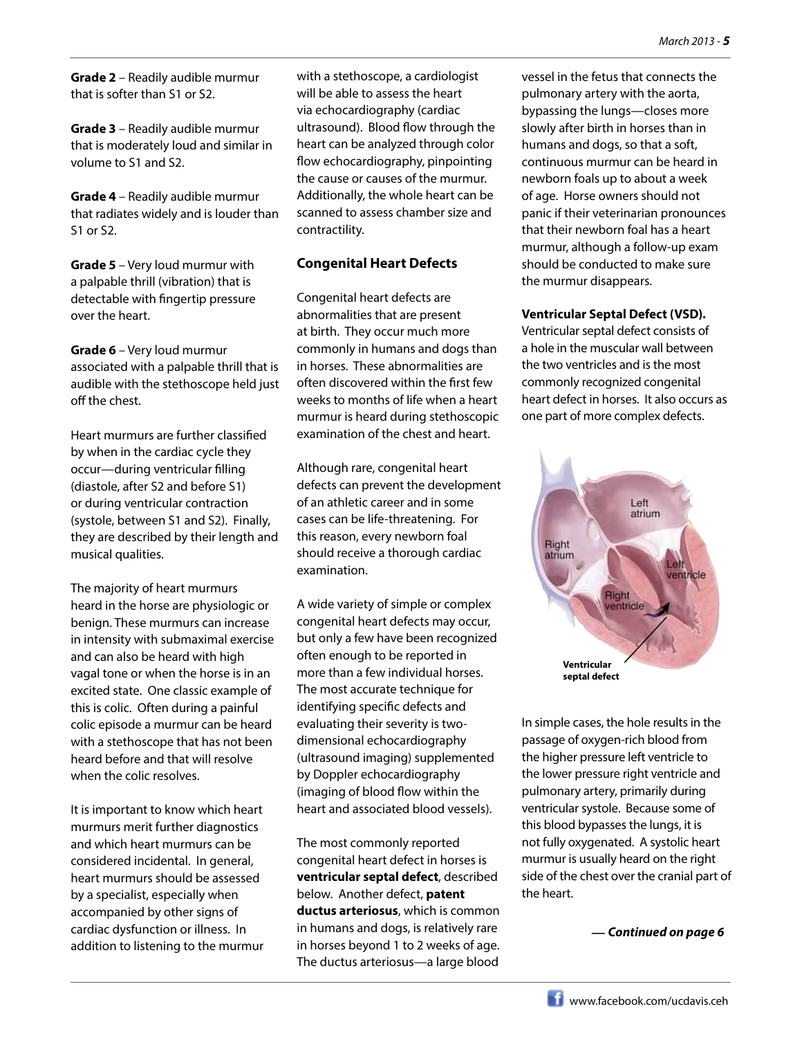**Grade 2** – Readily audible murmur that is softer than S1 or S2.

**Grade 3** – Readily audible murmur that is moderately loud and similar in volume to S1 and S2.

**Grade 4** – Readily audible murmur that radiates widely and is louder than S1 or S2.

**Grade 5** – Very loud murmur with a palpable thrill (vibration) that is detectable with fingertip pressure over the heart.

**Grade 6** – Very loud murmur associated with a palpable thrill that is audible with the stethoscope held just off the chest.

Heart murmurs are further classified by when in the cardiac cycle they occur—during ventricular filling (diastole, after S2 and before S1) or during ventricular contraction (systole, between S1 and S2). Finally, they are described by their length and musical qualities.

The majority of heart murmurs heard in the horse are physiologic or benign. These murmurs can increase in intensity with submaximal exercise and can also be heard with high vagal tone or when the horse is in an excited state. One classic example of this is colic. Often during a painful colic episode a murmur can be heard with a stethoscope that has not been heard before and that will resolve when the colic resolves.

It is important to know which heart murmurs merit further diagnostics and which heart murmurs can be considered incidental. In general, heart murmurs should be assessed by a specialist, especially when accompanied by other signs of cardiac dysfunction or illness. In addition to listening to the murmur with a stethoscope, a cardiologist will be able to assess the heart via echocardiography (cardiac ultrasound). Blood flow through the heart can be analyzed through color flow echocardiography, pinpointing the cause or causes of the murmur. Additionally, the whole heart can be scanned to assess chamber size and contractility.

## Congenital Heart Defects

Congenital heart defects are abnormalities that are present at birth. They occur much more commonly in humans and dogs than in horses. These abnormalities are often discovered within the first few weeks to months of life when a heart murmur is heard during stethoscopic examination of the chest and heart.

Although rare, congenital heart defects can prevent the development of an athletic career and in some cases can be life-threatening. For this reason, every newborn foal should receive a thorough cardiac examination.

A wide variety of simple or complex congenital heart defects may occur, but only a few have been recognized often enough to be reported in more than a few individual horses. The most accurate technique for identifying specific defects and evaluating their severity is two-dimensional echocardiography (ultrasound imaging) supplemented by Doppler echocardiography (imaging of blood flow within the heart and associated blood vessels).

The most commonly reported congenital heart defect in horses is **ventricular septal defect**, described below. Another defect, **patent ductus arteriosus**, which is common in humans and dogs, is relatively rare in horses beyond 1 to 2 weeks of age. The ductus arteriosus—a large blood vessel in the fetus that connects the pulmonary artery with the aorta, bypassing the lungs—closes more slowly after birth in horses than in humans and dogs, so that a soft, continuous murmur can be heard in newborn foals up to about a week of age. Horse owners should not panic if their veterinarian pronounces that their newborn foal has a heart murmur, although a follow-up exam should be conducted to make sure the murmur disappears.

### Ventricular Septal Defect (VSD).

Ventricular septal defect consists of a hole in the muscular wall between the two ventricles and is the most commonly recognized congenital heart defect in horses. It also occurs as one part of more complex defects.

Left atrium
Right atrium
Left ventricle
Right ventricle
**Ventricular septal defect**

In simple cases, the hole results in the passage of oxygen-rich blood from the higher pressure left ventricle to the lower pressure right ventricle and pulmonary artery, primarily during ventricular systole. Because some of this blood bypasses the lungs, it is not fully oxygenated. A systolic heart murmur is usually heard on the right side of the chest over the cranial part of the heart.

***— Continued on page 6***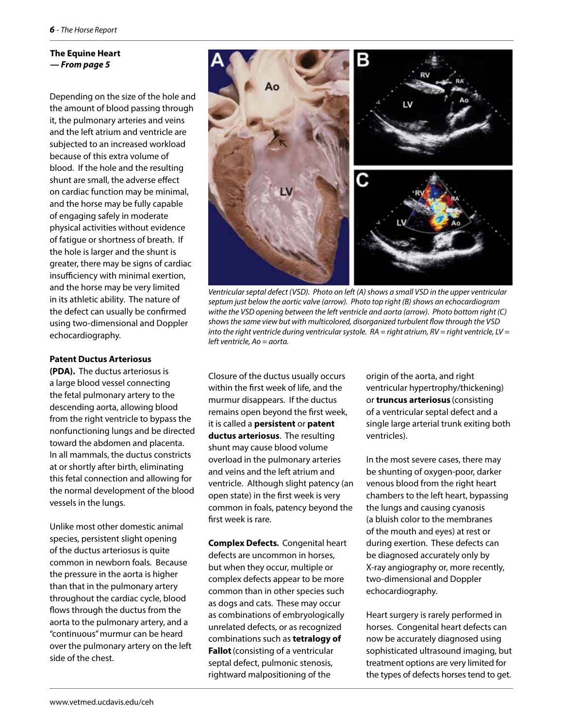**The Equine Heart**
***— From page 5***

Depending on the size of the hole and the amount of blood passing through it, the pulmonary arteries and veins and the left atrium and ventricle are subjected to an increased workload because of this extra volume of blood. If the hole and the resulting shunt are small, the adverse effect on cardiac function may be minimal, and the horse may be fully capable of engaging safely in moderate physical activities without evidence of fatigue or shortness of breath. If the hole is larger and the shunt is greater, there may be signs of cardiac insufficiency with minimal exertion, and the horse may be very limited in its athletic ability. The nature of the defect can usually be confirmed using two-dimensional and Doppler echocardiography.

*Ventricular septal defect (VSD). Photo on left (A) shows a small VSD in the upper ventricular septum just below the aortic valve (arrow). Photo top right (B) shows an echocardiogram withe the VSD opening between the left ventricle and aorta (arrow). Photo bottom right (C) shows the same view but with multicolored, disorganized turbulent flow through the VSD into the right ventricle during ventricular systole. RA = right atrium, RV = right ventricle, LV = left ventricle, Ao = aorta.*

**Patent Ductus Arteriosus (PDA).** The ductus arteriosus is a large blood vessel connecting the fetal pulmonary artery to the descending aorta, allowing blood from the right ventricle to bypass the nonfunctioning lungs and be directed toward the abdomen and placenta. In all mammals, the ductus constricts at or shortly after birth, eliminating this fetal connection and allowing for the normal development of the blood vessels in the lungs.

Unlike most other domestic animal species, persistent slight opening of the ductus arteriosus is quite common in newborn foals. Because the pressure in the aorta is higher than that in the pulmonary artery throughout the cardiac cycle, blood flows through the ductus from the aorta to the pulmonary artery, and a "continuous" murmur can be heard over the pulmonary artery on the left side of the chest.

Closure of the ductus usually occurs within the first week of life, and the murmur disappears. If the ductus remains open beyond the first week, it is called a **persistent** or **patent ductus arteriosus**. The resulting shunt may cause blood volume overload in the pulmonary arteries and veins and the left atrium and ventricle. Although slight patency (an open state) in the first week is very common in foals, patency beyond the first week is rare.

**Complex Defects.** Congenital heart defects are uncommon in horses, but when they occur, multiple or complex defects appear to be more common than in other species such as dogs and cats. These may occur as combinations of embryologically unrelated defects, or as recognized combinations such as **tetralogy of Fallot** (consisting of a ventricular septal defect, pulmonic stenosis, rightward malpositioning of the origin of the aorta, and right ventricular hypertrophy/thickening) or **truncus arteriosus** (consisting of a ventricular septal defect and a single large arterial trunk exiting both ventricles).

In the most severe cases, there may be shunting of oxygen-poor, darker venous blood from the right heart chambers to the left heart, bypassing the lungs and causing cyanosis (a bluish color to the membranes of the mouth and eyes) at rest or during exertion. These defects can be diagnosed accurately only by X-ray angiography or, more recently, two-dimensional and Doppler echocardiography.

Heart surgery is rarely performed in horses. Congenital heart defects can now be accurately diagnosed using sophisticated ultrasound imaging, but treatment options are very limited for the types of defects horses tend to get.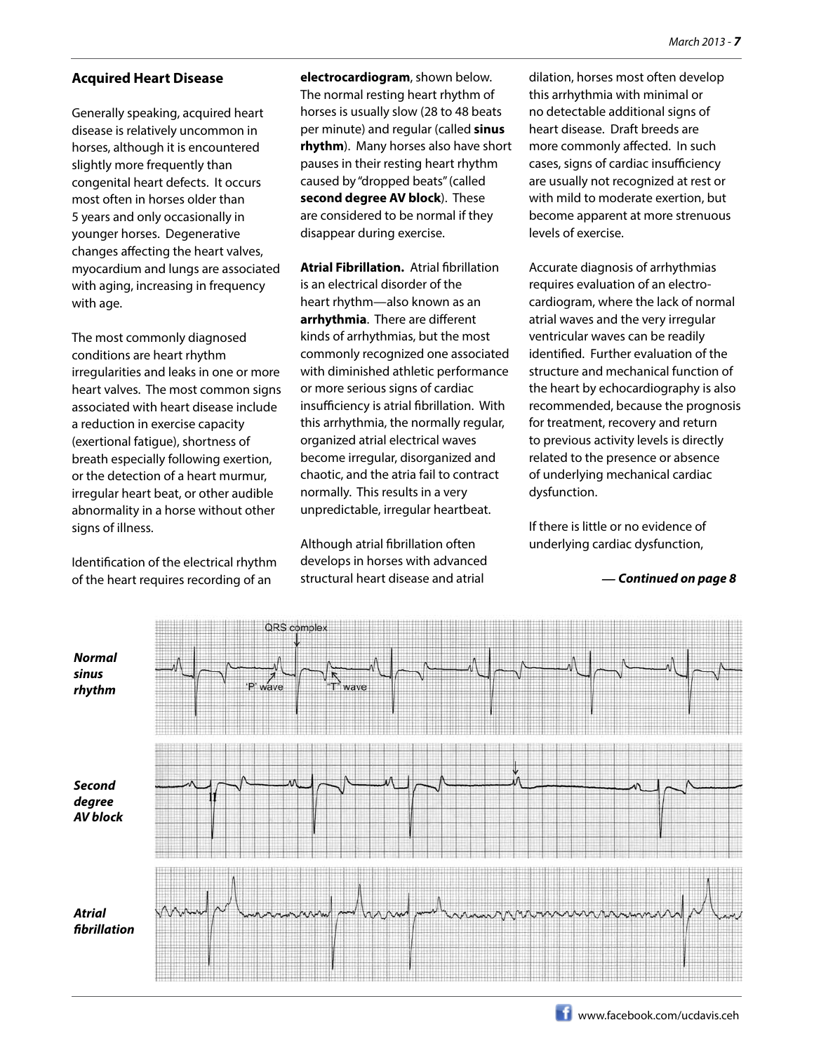## Acquired Heart Disease

Generally speaking, acquired heart disease is relatively uncommon in horses, although it is encountered slightly more frequently than congenital heart defects. It occurs most often in horses older than 5 years and only occasionally in younger horses. Degenerative changes affecting the heart valves, myocardium and lungs are associated with aging, increasing in frequency with age.

The most commonly diagnosed conditions are heart rhythm irregularities and leaks in one or more heart valves. The most common signs associated with heart disease include a reduction in exercise capacity (exertional fatigue), shortness of breath especially following exertion, or the detection of a heart murmur, irregular heart beat, or other audible abnormality in a horse without other signs of illness.

Identification of the electrical rhythm of the heart requires recording of an **electrocardiogram**, shown below. The normal resting heart rhythm of horses is usually slow (28 to 48 beats per minute) and regular (called **sinus rhythm**). Many horses also have short pauses in their resting heart rhythm caused by "dropped beats" (called **second degree AV block**). These are considered to be normal if they disappear during exercise.

**Atrial Fibrillation.** Atrial fibrillation is an electrical disorder of the heart rhythm—also known as an **arrhythmia**. There are different kinds of arrhythmias, but the most commonly recognized one associated with diminished athletic performance or more serious signs of cardiac insufficiency is atrial fibrillation. With this arrhythmia, the normally regular, organized atrial electrical waves become irregular, disorganized and chaotic, and the atria fail to contract normally. This results in a very unpredictable, irregular heartbeat.

Although atrial fibrillation often develops in horses with advanced structural heart disease and atrial dilation, horses most often develop this arrhythmia with minimal or no detectable additional signs of heart disease. Draft breeds are more commonly affected. In such cases, signs of cardiac insufficiency are usually not recognized at rest or with mild to moderate exertion, but become apparent at more strenuous levels of exercise.

Accurate diagnosis of arrhythmias requires evaluation of an electrocardiogram, where the lack of normal atrial waves and the very irregular ventricular waves can be readily identified. Further evaluation of the structure and mechanical function of the heart by echocardiography is also recommended, because the prognosis for treatment, recovery and return to previous activity levels is directly related to the presence or absence of underlying mechanical cardiac dysfunction.

If there is little or no evidence of underlying cardiac dysfunction,

***— Continued on page 8***

***Normal sinus rhythm*** (QRS complex; 'P' wave; 'T' wave)

***Second degree AV block***

***Atrial fibrillation***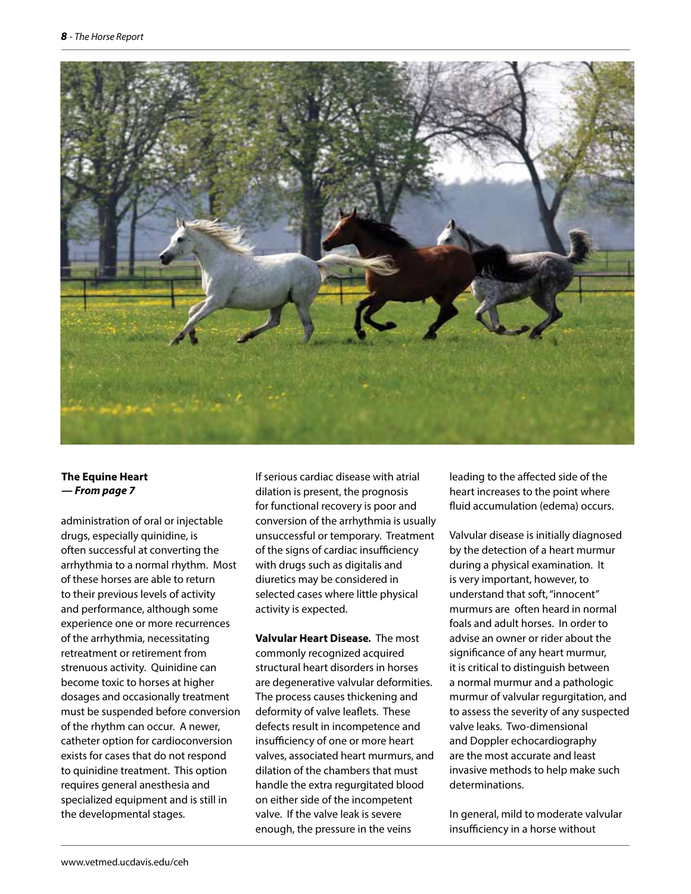**The Equine Heart**
***— From page 7***

administration of oral or injectable drugs, especially quinidine, is often successful at converting the arrhythmia to a normal rhythm. Most of these horses are able to return to their previous levels of activity and performance, although some experience one or more recurrences of the arrhythmia, necessitating retreatment or retirement from strenuous activity. Quinidine can become toxic to horses at higher dosages and occasionally treatment must be suspended before conversion of the rhythm can occur. A newer, catheter option for cardioconversion exists for cases that do not respond to quinidine treatment. This option requires general anesthesia and specialized equipment and is still in the developmental stages.

If serious cardiac disease with atrial dilation is present, the prognosis for functional recovery is poor and conversion of the arrhythmia is usually unsuccessful or temporary. Treatment of the signs of cardiac insufficiency with drugs such as digitalis and diuretics may be considered in selected cases where little physical activity is expected.

**Valvular Heart Disease.** The most commonly recognized acquired structural heart disorders in horses are degenerative valvular deformities. The process causes thickening and deformity of valve leaflets. These defects result in incompetence and insufficiency of one or more heart valves, associated heart murmurs, and dilation of the chambers that must handle the extra regurgitated blood on either side of the incompetent valve. If the valve leak is severe enough, the pressure in the veins leading to the affected side of the heart increases to the point where fluid accumulation (edema) occurs.

Valvular disease is initially diagnosed by the detection of a heart murmur during a physical examination. It is very important, however, to understand that soft, "innocent" murmurs are often heard in normal foals and adult horses. In order to advise an owner or rider about the significance of any heart murmur, it is critical to distinguish between a normal murmur and a pathologic murmur of valvular regurgitation, and to assess the severity of any suspected valve leaks. Two-dimensional and Doppler echocardiography are the most accurate and least invasive methods to help make such determinations.

In general, mild to moderate valvular insufficiency in a horse without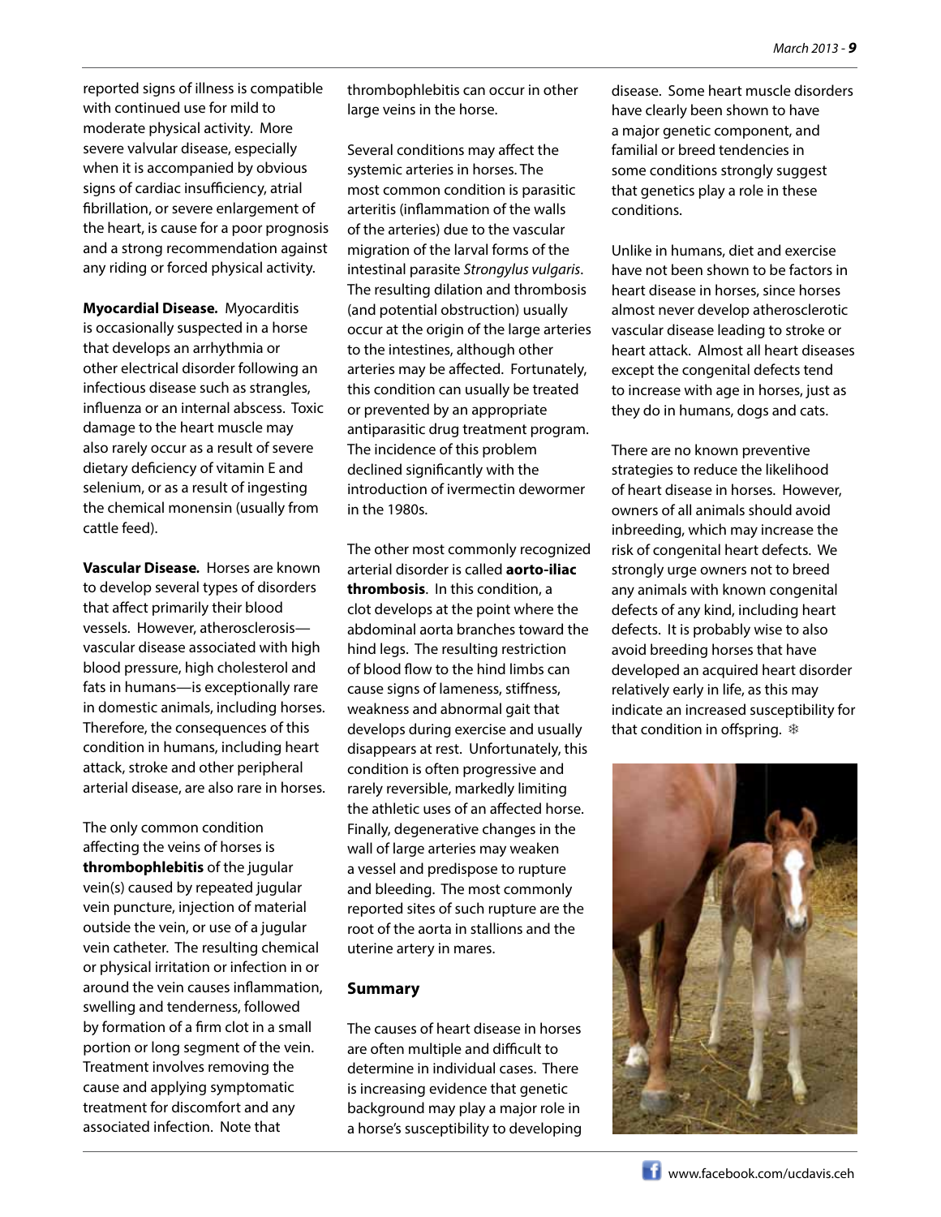reported signs of illness is compatible with continued use for mild to moderate physical activity. More severe valvular disease, especially when it is accompanied by obvious signs of cardiac insufficiency, atrial fibrillation, or severe enlargement of the heart, is cause for a poor prognosis and a strong recommendation against any riding or forced physical activity.

**Myocardial Disease.** Myocarditis is occasionally suspected in a horse that develops an arrhythmia or other electrical disorder following an infectious disease such as strangles, influenza or an internal abscess. Toxic damage to the heart muscle may also rarely occur as a result of severe dietary deficiency of vitamin E and selenium, or as a result of ingesting the chemical monensin (usually from cattle feed).

**Vascular Disease.** Horses are known to develop several types of disorders that affect primarily their blood vessels. However, atherosclerosis—vascular disease associated with high blood pressure, high cholesterol and fats in humans—is exceptionally rare in domestic animals, including horses. Therefore, the consequences of this condition in humans, including heart attack, stroke and other peripheral arterial disease, are also rare in horses.

The only common condition affecting the veins of horses is **thrombophlebitis** of the jugular vein(s) caused by repeated jugular vein puncture, injection of material outside the vein, or use of a jugular vein catheter. The resulting chemical or physical irritation or infection in or around the vein causes inflammation, swelling and tenderness, followed by formation of a firm clot in a small portion or long segment of the vein. Treatment involves removing the cause and applying symptomatic treatment for discomfort and any associated infection. Note that thrombophlebitis can occur in other large veins in the horse.

Several conditions may affect the systemic arteries in horses. The most common condition is parasitic arteritis (inflammation of the walls of the arteries) due to the vascular migration of the larval forms of the intestinal parasite *Strongylus vulgaris*. The resulting dilation and thrombosis (and potential obstruction) usually occur at the origin of the large arteries to the intestines, although other arteries may be affected. Fortunately, this condition can usually be treated or prevented by an appropriate antiparasitic drug treatment program. The incidence of this problem declined significantly with the introduction of ivermectin dewormer in the 1980s.

The other most commonly recognized arterial disorder is called **aorto-iliac thrombosis**. In this condition, a clot develops at the point where the abdominal aorta branches toward the hind legs. The resulting restriction of blood flow to the hind limbs can cause signs of lameness, stiffness, weakness and abnormal gait that develops during exercise and usually disappears at rest. Unfortunately, this condition is often progressive and rarely reversible, markedly limiting the athletic uses of an affected horse. Finally, degenerative changes in the wall of large arteries may weaken a vessel and predispose to rupture and bleeding. The most commonly reported sites of such rupture are the root of the aorta in stallions and the uterine artery in mares.

### Summary

The causes of heart disease in horses are often multiple and difficult to determine in individual cases. There is increasing evidence that genetic background may play a major role in a horse's susceptibility to developing disease. Some heart muscle disorders have clearly been shown to have a major genetic component, and familial or breed tendencies in some conditions strongly suggest that genetics play a role in these conditions.

Unlike in humans, diet and exercise have not been shown to be factors in heart disease in horses, since horses almost never develop atherosclerotic vascular disease leading to stroke or heart attack. Almost all heart diseases except the congenital defects tend to increase with age in horses, just as they do in humans, dogs and cats.

There are no known preventive strategies to reduce the likelihood of heart disease in horses. However, owners of all animals should avoid inbreeding, which may increase the risk of congenital heart defects. We strongly urge owners not to breed any animals with known congenital defects of any kind, including heart defects. It is probably wise to also avoid breeding horses that have developed an acquired heart disorder relatively early in life, as this may indicate an increased susceptibility for that condition in offspring. ❄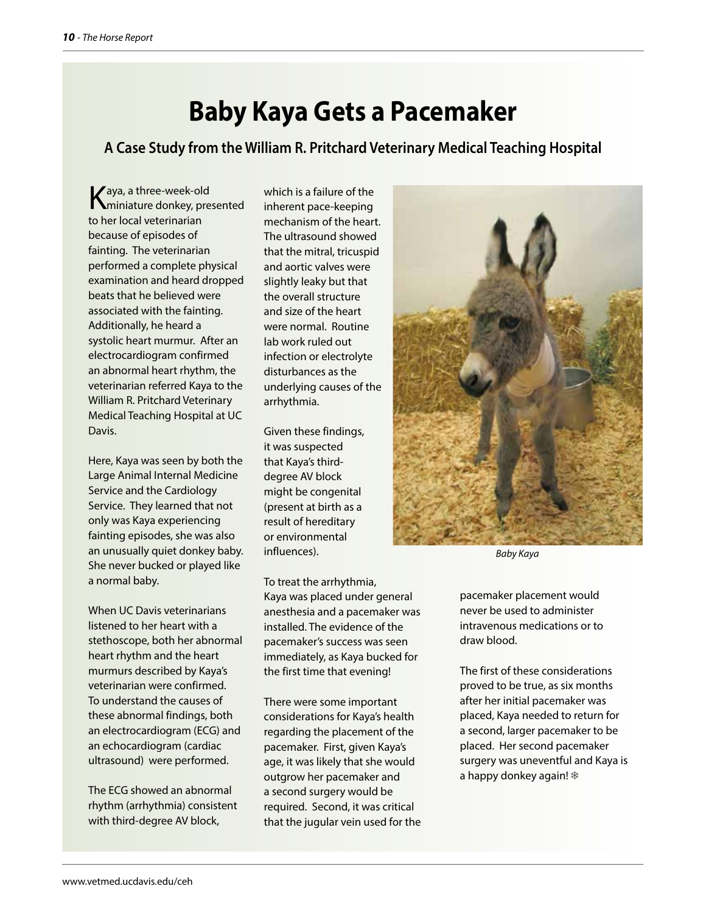# Baby Kaya Gets a Pacemaker

## A Case Study from the William R. Pritchard Veterinary Medical Teaching Hospital

Kaya, a three-week-old miniature donkey, presented to her local veterinarian because of episodes of fainting. The veterinarian performed a complete physical examination and heard dropped beats that he believed were associated with the fainting. Additionally, he heard a systolic heart murmur. After an electrocardiogram confirmed an abnormal heart rhythm, the veterinarian referred Kaya to the William R. Pritchard Veterinary Medical Teaching Hospital at UC Davis.

Here, Kaya was seen by both the Large Animal Internal Medicine Service and the Cardiology Service. They learned that not only was Kaya experiencing fainting episodes, she was also an unusually quiet donkey baby. She never bucked or played like a normal baby.

When UC Davis veterinarians listened to her heart with a stethoscope, both her abnormal heart rhythm and the heart murmurs described by Kaya's veterinarian were confirmed. To understand the causes of these abnormal findings, both an electrocardiogram (ECG) and an echocardiogram (cardiac ultrasound) were performed.

The ECG showed an abnormal rhythm (arrhythmia) consistent with third-degree AV block, which is a failure of the inherent pace-keeping mechanism of the heart. The ultrasound showed that the mitral, tricuspid and aortic valves were slightly leaky but that the overall structure and size of the heart were normal. Routine lab work ruled out infection or electrolyte disturbances as the underlying causes of the arrhythmia.

Given these findings, it was suspected that Kaya's third-degree AV block might be congenital (present at birth as a result of hereditary or environmental influences).

*Baby Kaya*

To treat the arrhythmia, Kaya was placed under general anesthesia and a pacemaker was installed. The evidence of the pacemaker's success was seen immediately, as Kaya bucked for the first time that evening!

There were some important considerations for Kaya's health regarding the placement of the pacemaker. First, given Kaya's age, it was likely that she would outgrow her pacemaker and a second surgery would be required. Second, it was critical that the jugular vein used for the pacemaker placement would never be used to administer intravenous medications or to draw blood.

The first of these considerations proved to be true, as six months after her initial pacemaker was placed, Kaya needed to return for a second, larger pacemaker to be placed. Her second pacemaker surgery was uneventful and Kaya is a happy donkey again! ❄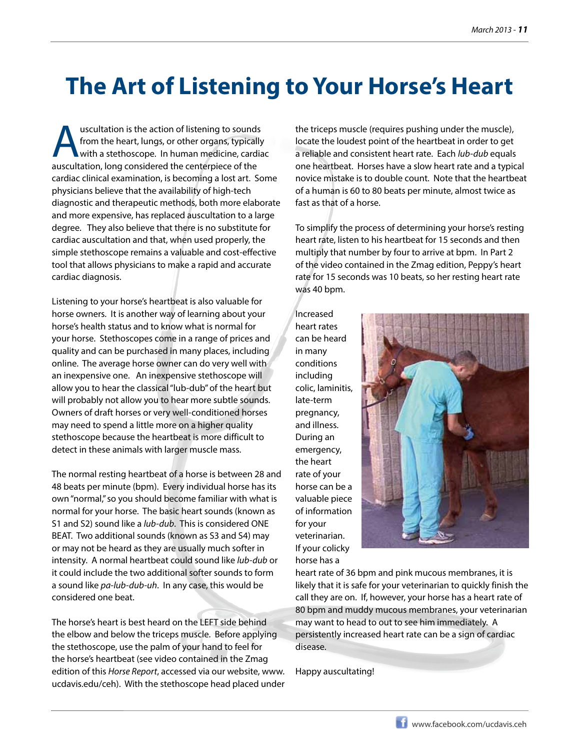# The Art of Listening to Your Horse's Heart

Auscultation is the action of listening to sounds from the heart, lungs, or other organs, typically with a stethoscope. In human medicine, cardiac auscultation, long considered the centerpiece of the cardiac clinical examination, is becoming a lost art. Some physicians believe that the availability of high-tech diagnostic and therapeutic methods, both more elaborate and more expensive, has replaced auscultation to a large degree. They also believe that there is no substitute for cardiac auscultation and that, when used properly, the simple stethoscope remains a valuable and cost-effective tool that allows physicians to make a rapid and accurate cardiac diagnosis.

Listening to your horse's heartbeat is also valuable for horse owners. It is another way of learning about your horse's health status and to know what is normal for your horse. Stethoscopes come in a range of prices and quality and can be purchased in many places, including online. The average horse owner can do very well with an inexpensive one. An inexpensive stethoscope will allow you to hear the classical "lub-dub" of the heart but will probably not allow you to hear more subtle sounds. Owners of draft horses or very well-conditioned horses may need to spend a little more on a higher quality stethoscope because the heartbeat is more difficult to detect in these animals with larger muscle mass.

The normal resting heartbeat of a horse is between 28 and 48 beats per minute (bpm). Every individual horse has its own "normal," so you should become familiar with what is normal for your horse. The basic heart sounds (known as S1 and S2) sound like a *lub-dub*. This is considered ONE BEAT. Two additional sounds (known as S3 and S4) may or may not be heard as they are usually much softer in intensity. A normal heartbeat could sound like *lub-dub* or it could include the two additional softer sounds to form a sound like *pa-lub-dub-uh*. In any case, this would be considered one beat.

The horse's heart is best heard on the LEFT side behind the elbow and below the triceps muscle. Before applying the stethoscope, use the palm of your hand to feel for the horse's heartbeat (see video contained in the Zmag edition of this *Horse Report*, accessed via our website, www.ucdavis.edu/ceh). With the stethoscope head placed under the triceps muscle (requires pushing under the muscle), locate the loudest point of the heartbeat in order to get a reliable and consistent heart rate. Each *lub-dub* equals one heartbeat. Horses have a slow heart rate and a typical novice mistake is to double count. Note that the heartbeat of a human is 60 to 80 beats per minute, almost twice as fast as that of a horse.

To simplify the process of determining your horse's resting heart rate, listen to his heartbeat for 15 seconds and then multiply that number by four to arrive at bpm. In Part 2 of the video contained in the Zmag edition, Peppy's heart rate for 15 seconds was 10 beats, so her resting heart rate was 40 bpm.

Increased heart rates can be heard in many conditions including colic, laminitis, late-term pregnancy, and illness. During an emergency, the heart rate of your horse can be a valuable piece of information for your veterinarian. If your colicky horse has a heart rate of 36 bpm and pink mucous membranes, it is likely that it is safe for your veterinarian to quickly finish the call they are on. If, however, your horse has a heart rate of 80 bpm and muddy mucous membranes, your veterinarian may want to head to out to see him immediately. A persistently increased heart rate can be a sign of cardiac disease.

Happy auscultating!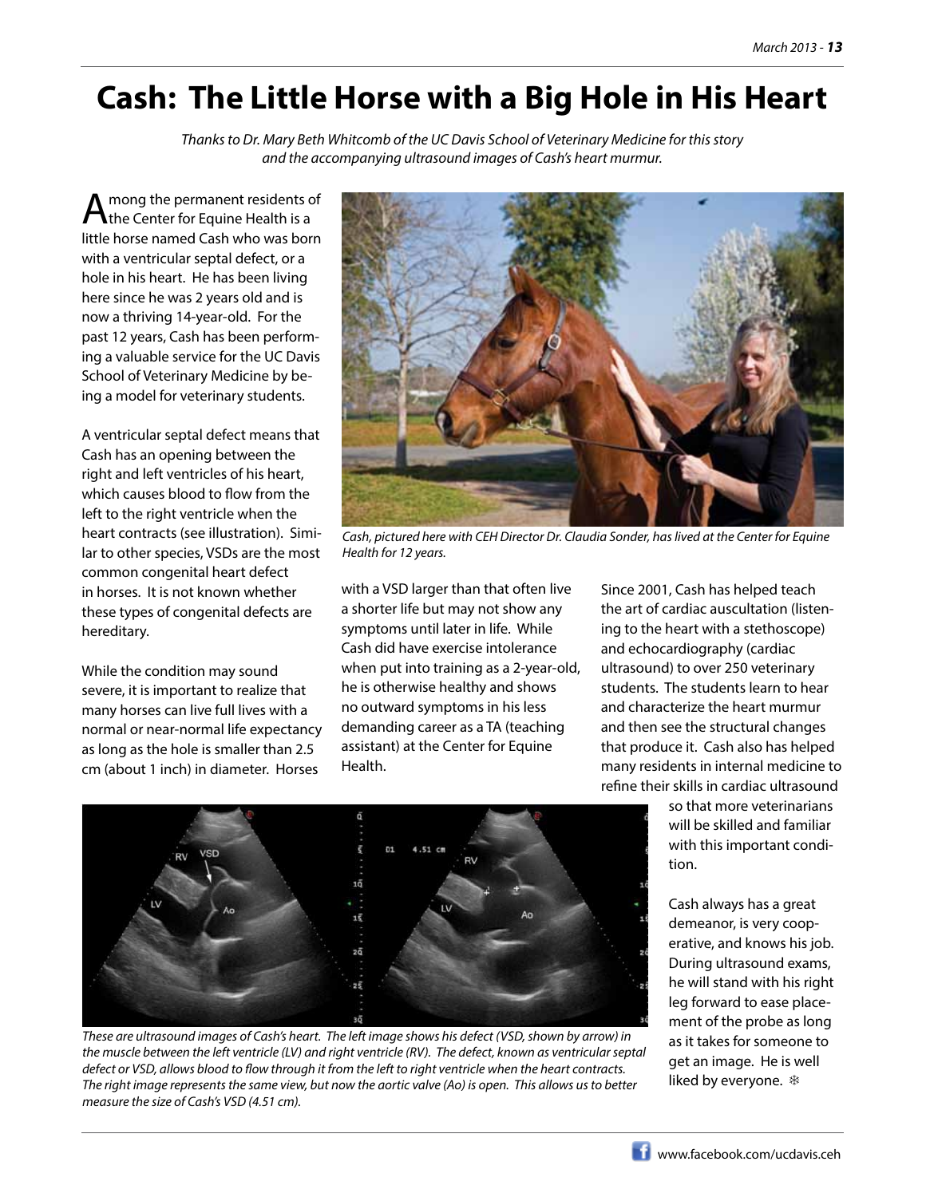# Cash: The Little Horse with a Big Hole in His Heart

*Thanks to Dr. Mary Beth Whitcomb of the UC Davis School of Veterinary Medicine for this story and the accompanying ultrasound images of Cash's heart murmur.*

Among the permanent residents of the Center for Equine Health is a little horse named Cash who was born with a ventricular septal defect, or a hole in his heart. He has been living here since he was 2 years old and is now a thriving 14-year-old. For the past 12 years, Cash has been performing a valuable service for the UC Davis School of Veterinary Medicine by being a model for veterinary students.

A ventricular septal defect means that Cash has an opening between the right and left ventricles of his heart, which causes blood to flow from the left to the right ventricle when the heart contracts (see illustration). Similar to other species, VSDs are the most common congenital heart defect in horses. It is not known whether these types of congenital defects are hereditary.

While the condition may sound severe, it is important to realize that many horses can live full lives with a normal or near-normal life expectancy as long as the hole is smaller than 2.5 cm (about 1 inch) in diameter. Horses with a VSD larger than that often live a shorter life but may not show any symptoms until later in life. While Cash did have exercise intolerance when put into training as a 2-year-old, he is otherwise healthy and shows no outward symptoms in his less demanding career as a TA (teaching assistant) at the Center for Equine Health.

*Cash, pictured here with CEH Director Dr. Claudia Sonder, has lived at the Center for Equine Health for 12 years.*

Since 2001, Cash has helped teach the art of cardiac auscultation (listening to the heart with a stethoscope) and echocardiography (cardiac ultrasound) to over 250 veterinary students. The students learn to hear and characterize the heart murmur and then see the structural changes that produce it. Cash also has helped many residents in internal medicine to refine their skills in cardiac ultrasound so that more veterinarians will be skilled and familiar with this important condition.

Cash always has a great demeanor, is very cooperative, and knows his job. During ultrasound exams, he will stand with his right leg forward to ease placement of the probe as long as it takes for someone to get an image. He is well liked by everyone. ❄

*These are ultrasound images of Cash's heart. The left image shows his defect (VSD, shown by arrow) in the muscle between the left ventricle (LV) and right ventricle (RV). The defect, known as ventricular septal defect or VSD, allows blood to flow through it from the left to right ventricle when the heart contracts. The right image represents the same view, but now the aortic valve (Ao) is open. This allows us to better measure the size of Cash's VSD (4.51 cm).*

www.facebook.com/ucdavis.ceh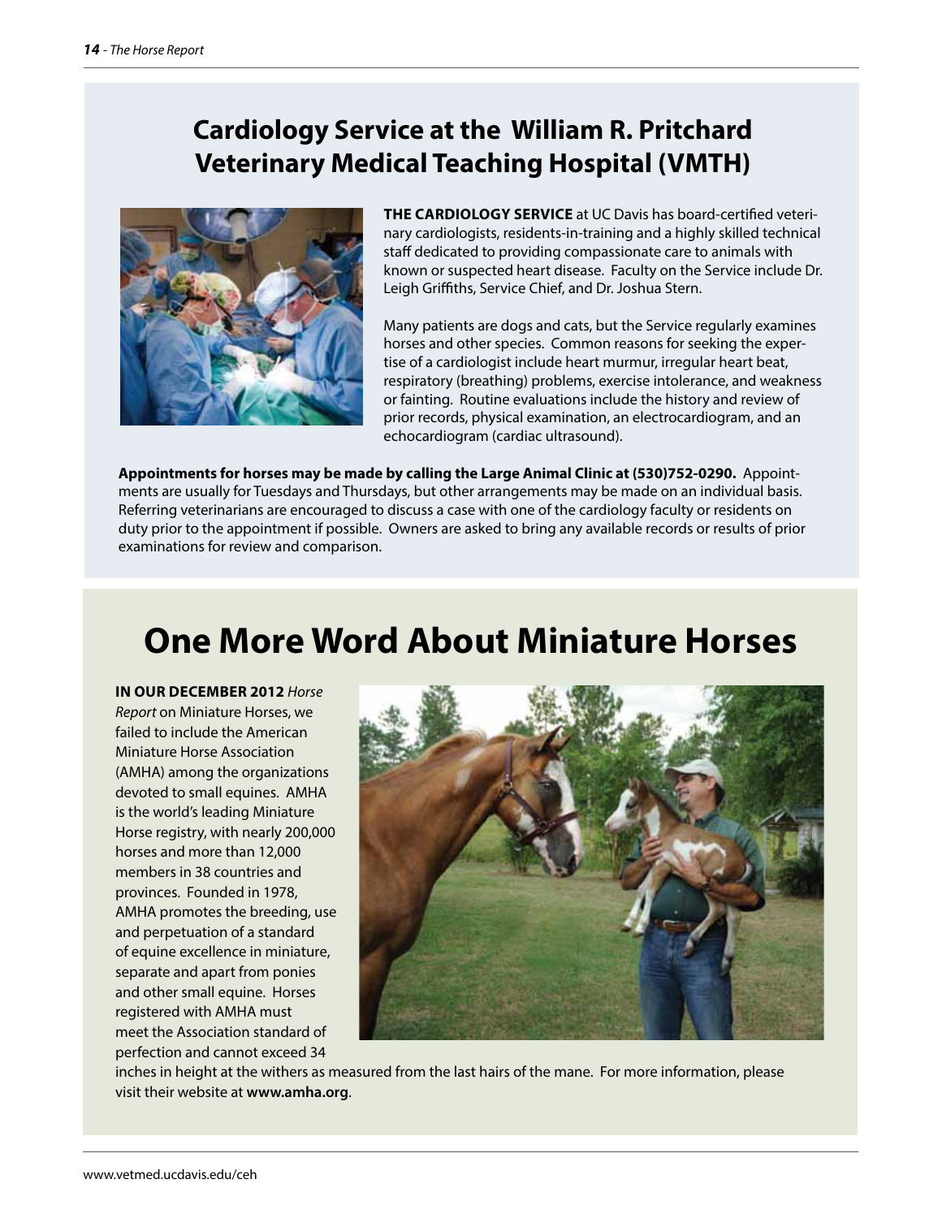## Cardiology Service at the William R. Pritchard Veterinary Medical Teaching Hospital (VMTH)

**THE CARDIOLOGY SERVICE** at UC Davis has board-certified veterinary cardiologists, residents-in-training and a highly skilled technical staff dedicated to providing compassionate care to animals with known or suspected heart disease. Faculty on the Service include Dr. Leigh Griffiths, Service Chief, and Dr. Joshua Stern.

Many patients are dogs and cats, but the Service regularly examines horses and other species. Common reasons for seeking the expertise of a cardiologist include heart murmur, irregular heart beat, respiratory (breathing) problems, exercise intolerance, and weakness or fainting. Routine evaluations include the history and review of prior records, physical examination, an electrocardiogram, and an echocardiogram (cardiac ultrasound).

**Appointments for horses may be made by calling the Large Animal Clinic at (530)752-0290.** Appointments are usually for Tuesdays and Thursdays, but other arrangements may be made on an individual basis. Referring veterinarians are encouraged to discuss a case with one of the cardiology faculty or residents on duty prior to the appointment if possible. Owners are asked to bring any available records or results of prior examinations for review and comparison.

# One More Word About Miniature Horses

**IN OUR DECEMBER 2012** *Horse Report* on Miniature Horses, we failed to include the American Miniature Horse Association (AMHA) among the organizations devoted to small equines. AMHA is the world's leading Miniature Horse registry, with nearly 200,000 horses and more than 12,000 members in 38 countries and provinces. Founded in 1978, AMHA promotes the breeding, use and perpetuation of a standard of equine excellence in miniature, separate and apart from ponies and other small equine. Horses registered with AMHA must meet the Association standard of perfection and cannot exceed 34 inches in height at the withers as measured from the last hairs of the mane. For more information, please visit their website at **www.amha.org**.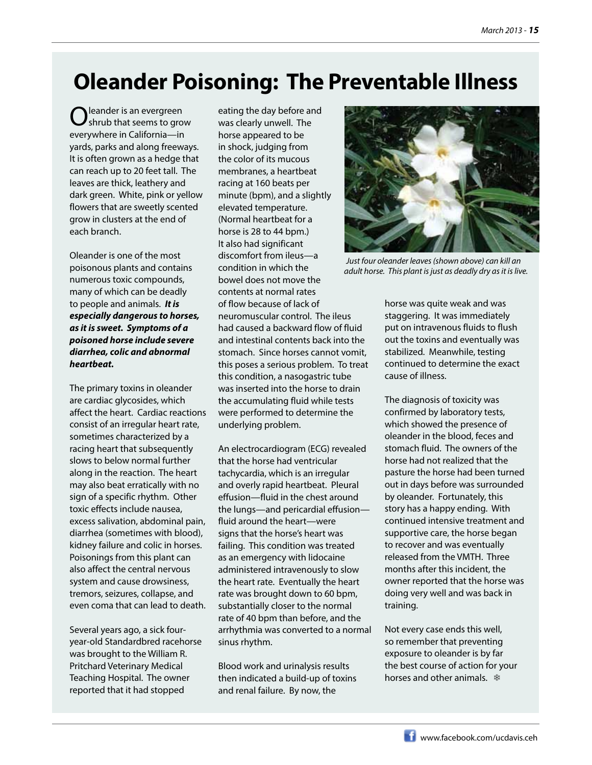# Oleander Poisoning: The Preventable Illness

Oleander is an evergreen shrub that seems to grow everywhere in California—in yards, parks and along freeways. It is often grown as a hedge that can reach up to 20 feet tall. The leaves are thick, leathery and dark green. White, pink or yellow flowers that are sweetly scented grow in clusters at the end of each branch.

Oleander is one of the most poisonous plants and contains numerous toxic compounds, many of which can be deadly to people and animals. ***It is especially dangerous to horses, as it is sweet. Symptoms of a poisoned horse include severe diarrhea, colic and abnormal heartbeat.***

The primary toxins in oleander are cardiac glycosides, which affect the heart. Cardiac reactions consist of an irregular heart rate, sometimes characterized by a racing heart that subsequently slows to below normal further along in the reaction. The heart may also beat erratically with no sign of a specific rhythm. Other toxic effects include nausea, excess salivation, abdominal pain, diarrhea (sometimes with blood), kidney failure and colic in horses. Poisonings from this plant can also affect the central nervous system and cause drowsiness, tremors, seizures, collapse, and even coma that can lead to death.

Several years ago, a sick four-year-old Standardbred racehorse was brought to the William R. Pritchard Veterinary Medical Teaching Hospital. The owner reported that it had stopped eating the day before and was clearly unwell. The horse appeared to be in shock, judging from the color of its mucous membranes, a heartbeat racing at 160 beats per minute (bpm), and a slightly elevated temperature. (Normal heartbeat for a horse is 28 to 44 bpm.) It also had significant discomfort from ileus—a condition in which the bowel does not move the contents at normal rates of flow because of lack of neuromuscular control. The ileus had caused a backward flow of fluid and intestinal contents back into the stomach. Since horses cannot vomit, this poses a serious problem. To treat this condition, a nasogastric tube was inserted into the horse to drain the accumulating fluid while tests were performed to determine the underlying problem.

*Just four oleander leaves (shown above) can kill an adult horse. This plant is just as deadly dry as it is live.*

An electrocardiogram (ECG) revealed that the horse had ventricular tachycardia, which is an irregular and overly rapid heartbeat. Pleural effusion—fluid in the chest around the lungs—and pericardial effusion—fluid around the heart—were signs that the horse's heart was failing. This condition was treated as an emergency with lidocaine administered intravenously to slow the heart rate. Eventually the heart rate was brought down to 60 bpm, substantially closer to the normal rate of 40 bpm than before, and the arrhythmia was converted to a normal sinus rhythm.

Blood work and urinalysis results then indicated a build-up of toxins and renal failure. By now, the horse was quite weak and was staggering. It was immediately put on intravenous fluids to flush out the toxins and eventually was stabilized. Meanwhile, testing continued to determine the exact cause of illness.

The diagnosis of toxicity was confirmed by laboratory tests, which showed the presence of oleander in the blood, feces and stomach fluid. The owners of the horse had not realized that the pasture the horse had been turned out in days before was surrounded by oleander. Fortunately, this story has a happy ending. With continued intensive treatment and supportive care, the horse began to recover and was eventually released from the VMTH. Three months after this incident, the owner reported that the horse was doing very well and was back in training.

Not every case ends this well, so remember that preventing exposure to oleander is by far the best course of action for your horses and other animals. ❄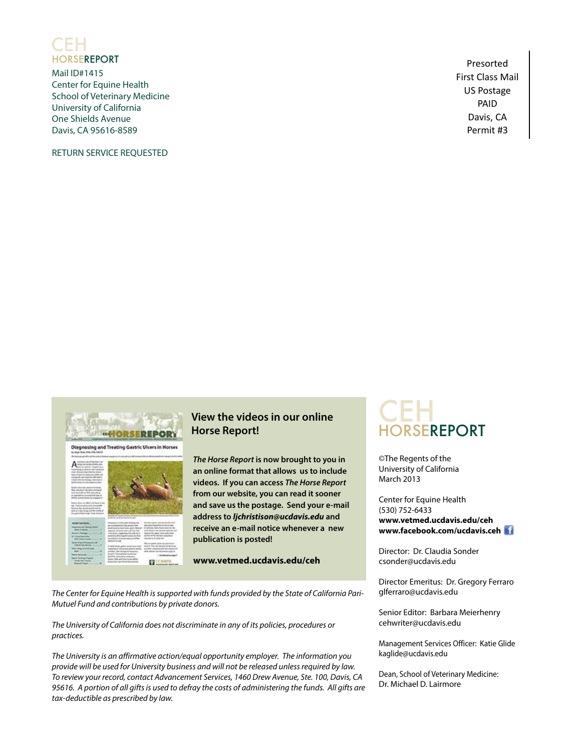CEH
HORSEREPORT

Mail ID#1415
Center for Equine Health
School of Veterinary Medicine
University of California
One Shields Avenue
Davis, CA 95616-8589

RETURN SERVICE REQUESTED

Presorted
First Class Mail
US Postage
PAID
Davis, CA
Permit #3

## View the videos in our online Horse Report!

***The Horse Report*** **is now brought to you in an online format that allows us to include videos. If you can access** ***The Horse Report*** **from our website, you can read it sooner and save us the postage. Send your e-mail address to** ***ljchristison@ucdavis.edu*** **and receive an e-mail notice whenever a new publication is posted!**

**www.vetmed.ucdavis.edu/ceh**

*The Center for Equine Health is supported with funds provided by the State of California Pari-Mutuel Fund and contributions by private donors.*

*The University of California does not discriminate in any of its policies, procedures or practices.*

*The University is an affirmative action/equal opportunity employer. The information you provide will be used for University business and will not be released unless required by law. To review your record, contact Advancement Services, 1460 Drew Avenue, Ste. 100, Davis, CA 95616. A portion of all gifts is used to defray the costs of administering the funds. All gifts are tax-deductible as prescribed by law.*

CEH
HORSEREPORT

©The Regents of the University of California
March 2013

Center for Equine Health
(530) 752-6433
**www.vetmed.ucdavis.edu/ceh**
**www.facebook.com/ucdavis.ceh**

Director: Dr. Claudia Sonder
csonder@ucdavis.edu

Director Emeritus: Dr. Gregory Ferraro
glferraro@ucdavis.edu

Senior Editor: Barbara Meierhenry
cehwriter@ucdavis.edu

Management Services Officer: Katie Glide
kaglide@ucdavis.edu

Dean, School of Veterinary Medicine:
Dr. Michael D. Lairmore